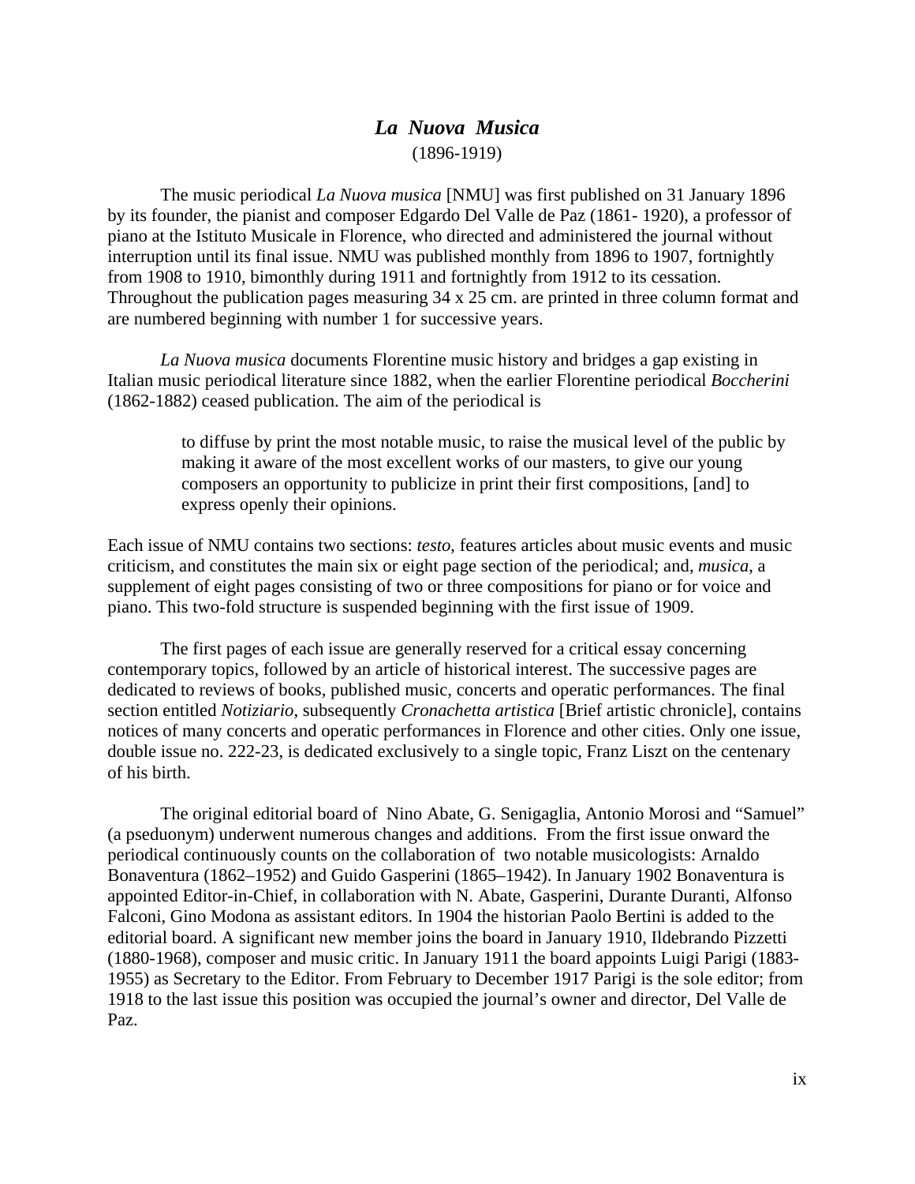# *La Nuova Musica*

(1896-1919)

The music periodical *La Nuova musica* [NMU] was first published on 31 January 1896 by its founder, the pianist and composer Edgardo Del Valle de Paz (1861- 1920), a professor of piano at the Istituto Musicale in Florence, who directed and administered the journal without interruption until its final issue. NMU was published monthly from 1896 to 1907, fortnightly from 1908 to 1910, bimonthly during 1911 and fortnightly from 1912 to its cessation. Throughout the publication pages measuring 34 x 25 cm. are printed in three column format and are numbered beginning with number 1 for successive years.

*La Nuova musica* documents Florentine music history and bridges a gap existing in Italian music periodical literature since 1882, when the earlier Florentine periodical *Boccherini* (1862-1882) ceased publication. The aim of the periodical is

> to diffuse by print the most notable music, to raise the musical level of the public by making it aware of the most excellent works of our masters, to give our young composers an opportunity to publicize in print their first compositions, [and] to express openly their opinions.

Each issue of NMU contains two sections: *testo*, features articles about music events and music criticism, and constitutes the main six or eight page section of the periodical; and, *musica*, a supplement of eight pages consisting of two or three compositions for piano or for voice and piano. This two-fold structure is suspended beginning with the first issue of 1909.

The first pages of each issue are generally reserved for a critical essay concerning contemporary topics, followed by an article of historical interest. The successive pages are dedicated to reviews of books, published music, concerts and operatic performances. The final section entitled *Notiziario*, subsequently *Cronachetta artistica* [Brief artistic chronicle], contains notices of many concerts and operatic performances in Florence and other cities. Only one issue, double issue no. 222-23, is dedicated exclusively to a single topic, Franz Liszt on the centenary of his birth.

The original editorial board of Nino Abate, G. Senigaglia, Antonio Morosi and "Samuel" (a pseduonym) underwent numerous changes and additions. From the first issue onward the periodical continuously counts on the collaboration of two notable musicologists: Arnaldo Bonaventura (1862–1952) and Guido Gasperini (1865–1942). In January 1902 Bonaventura is appointed Editor-in-Chief, in collaboration with N. Abate, Gasperini, Durante Duranti, Alfonso Falconi, Gino Modona as assistant editors. In 1904 the historian Paolo Bertini is added to the editorial board. A significant new member joins the board in January 1910, Ildebrando Pizzetti (1880-1968), composer and music critic. In January 1911 the board appoints Luigi Parigi (1883-1955) as Secretary to the Editor. From February to December 1917 Parigi is the sole editor; from 1918 to the last issue this position was occupied the journal's owner and director, Del Valle de Paz.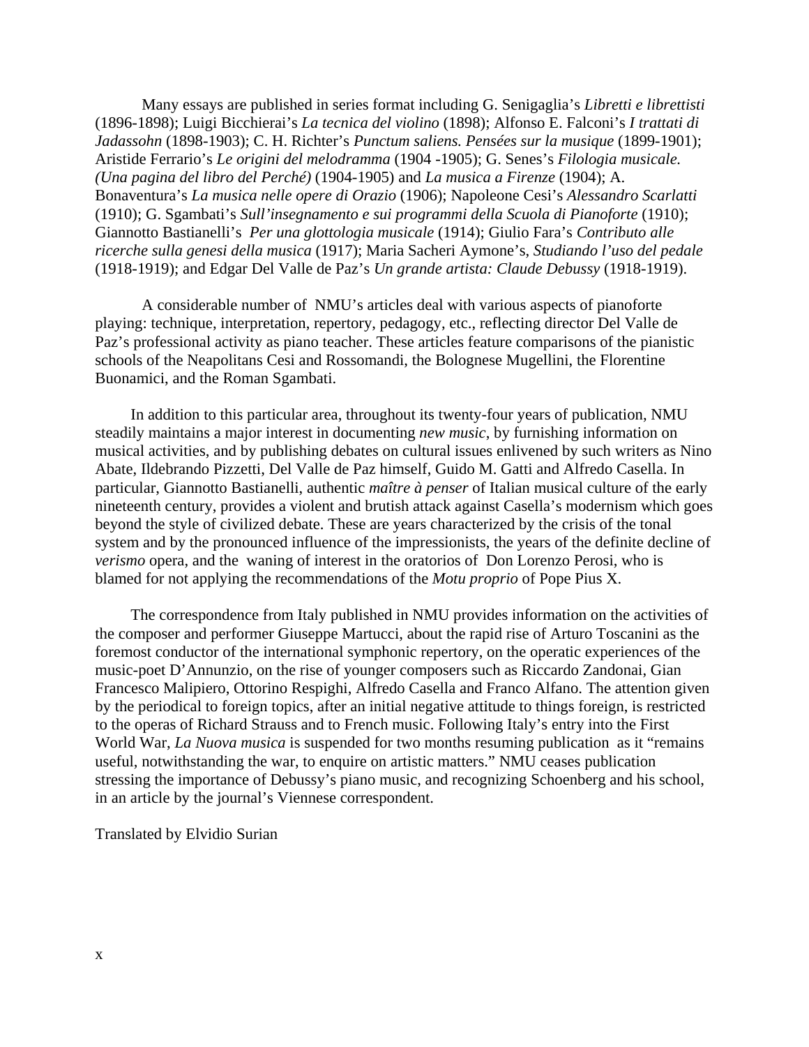Many essays are published in series format including G. Senigaglia's *Libretti e librettisti* (1896-1898); Luigi Bicchierai's *La tecnica del violino* (1898); Alfonso E. Falconi's *I trattati di Jadassohn* (1898-1903); C. H. Richter's *Punctum saliens. Pensées sur la musique* (1899-1901); Aristide Ferrario's *Le origini del melodramma* (1904 -1905); G. Senes's *Filologia musicale. (Una pagina del libro del Perché)* (1904-1905) and *La musica a Firenze* (1904); A. Bonaventura's *La musica nelle opere di Orazio* (1906); Napoleone Cesi's *Alessandro Scarlatti* (1910); G. Sgambati's *Sull'insegnamento e sui programmi della Scuola di Pianoforte* (1910); Giannotto Bastianelli's *Per una glottologia musicale* (1914); Giulio Fara's *Contributo alle ricerche sulla genesi della musica* (1917); Maria Sacheri Aymone's, *Studiando l'uso del pedale* (1918-1919); and Edgar Del Valle de Paz's *Un grande artista: Claude Debussy* (1918-1919).

A considerable number of NMU's articles deal with various aspects of pianoforte playing: technique, interpretation, repertory, pedagogy, etc., reflecting director Del Valle de Paz's professional activity as piano teacher. These articles feature comparisons of the pianistic schools of the Neapolitans Cesi and Rossomandi, the Bolognese Mugellini, the Florentine Buonamici, and the Roman Sgambati.

In addition to this particular area, throughout its twenty-four years of publication, NMU steadily maintains a major interest in documenting *new music*, by furnishing information on musical activities, and by publishing debates on cultural issues enlivened by such writers as Nino Abate, Ildebrando Pizzetti, Del Valle de Paz himself, Guido M. Gatti and Alfredo Casella. In particular, Giannotto Bastianelli, authentic *maître à penser* of Italian musical culture of the early nineteenth century, provides a violent and brutish attack against Casella's modernism which goes beyond the style of civilized debate. These are years characterized by the crisis of the tonal system and by the pronounced influence of the impressionists, the years of the definite decline of *verismo* opera, and the waning of interest in the oratorios of Don Lorenzo Perosi, who is blamed for not applying the recommendations of the *Motu proprio* of Pope Pius X.

The correspondence from Italy published in NMU provides information on the activities of the composer and performer Giuseppe Martucci, about the rapid rise of Arturo Toscanini as the foremost conductor of the international symphonic repertory, on the operatic experiences of the music-poet D'Annunzio, on the rise of younger composers such as Riccardo Zandonai, Gian Francesco Malipiero, Ottorino Respighi, Alfredo Casella and Franco Alfano. The attention given by the periodical to foreign topics, after an initial negative attitude to things foreign, is restricted to the operas of Richard Strauss and to French music. Following Italy's entry into the First World War, *La Nuova musica* is suspended for two months resuming publication as it "remains useful, notwithstanding the war, to enquire on artistic matters." NMU ceases publication stressing the importance of Debussy's piano music, and recognizing Schoenberg and his school, in an article by the journal's Viennese correspondent.

Translated by Elvidio Surian